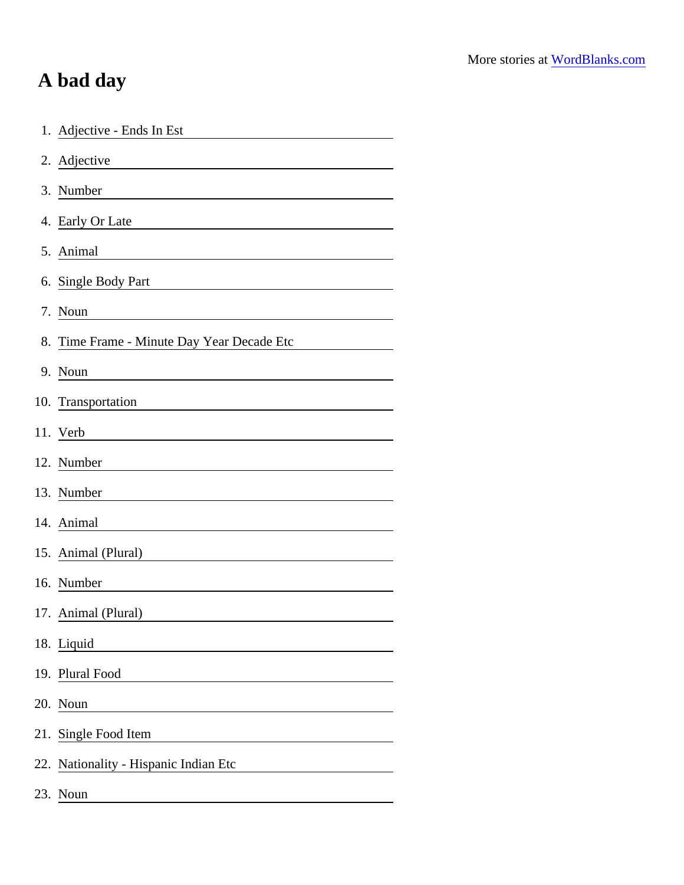More stories at [WordBlanks.com](https://www.wordblanks.com)

# A bad day

1. Adjective - Ends In Est ____________________
2. Adjective ____________________
3. Number ____________________
4. Early Or Late ____________________
5. Animal ____________________
6. Single Body Part ____________________
7. Noun ____________________
8. Time Frame - Minute Day Year Decade Etc ____________________
9. Noun ____________________
10. Transportation ____________________
11. Verb ____________________
12. Number ____________________
13. Number ____________________
14. Animal ____________________
15. Animal (Plural) ____________________
16. Number ____________________
17. Animal (Plural) ____________________
18. Liquid ____________________
19. Plural Food ____________________
20. Noun ____________________
21. Single Food Item ____________________
22. Nationality - Hispanic Indian Etc ____________________
23. Noun ____________________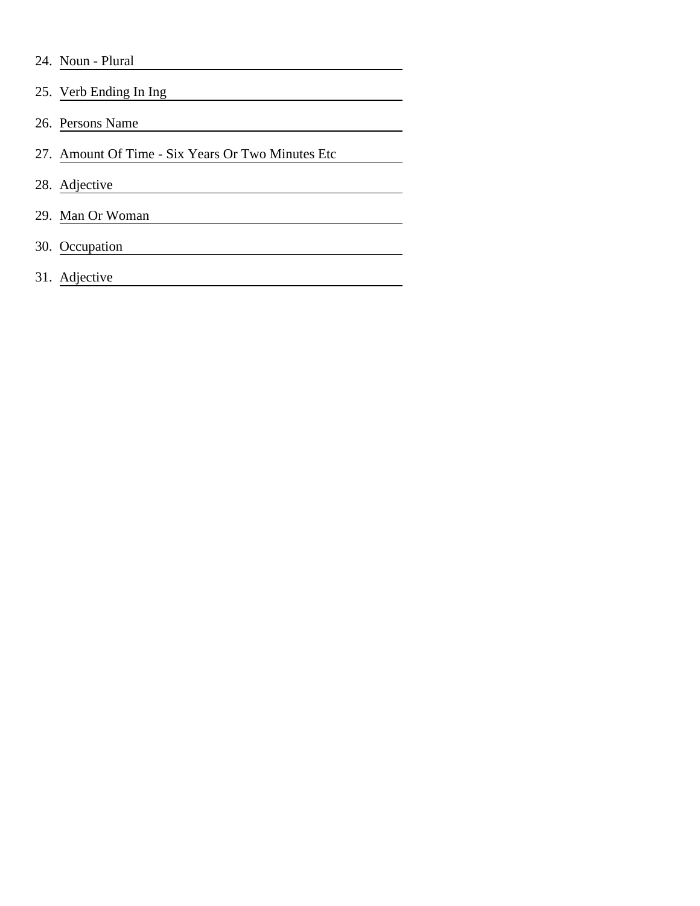24. Noun - Plural
25. Verb Ending In Ing
26. Persons Name
27. Amount Of Time - Six Years Or Two Minutes Etc
28. Adjective
29. Man Or Woman
30. Occupation
31. Adjective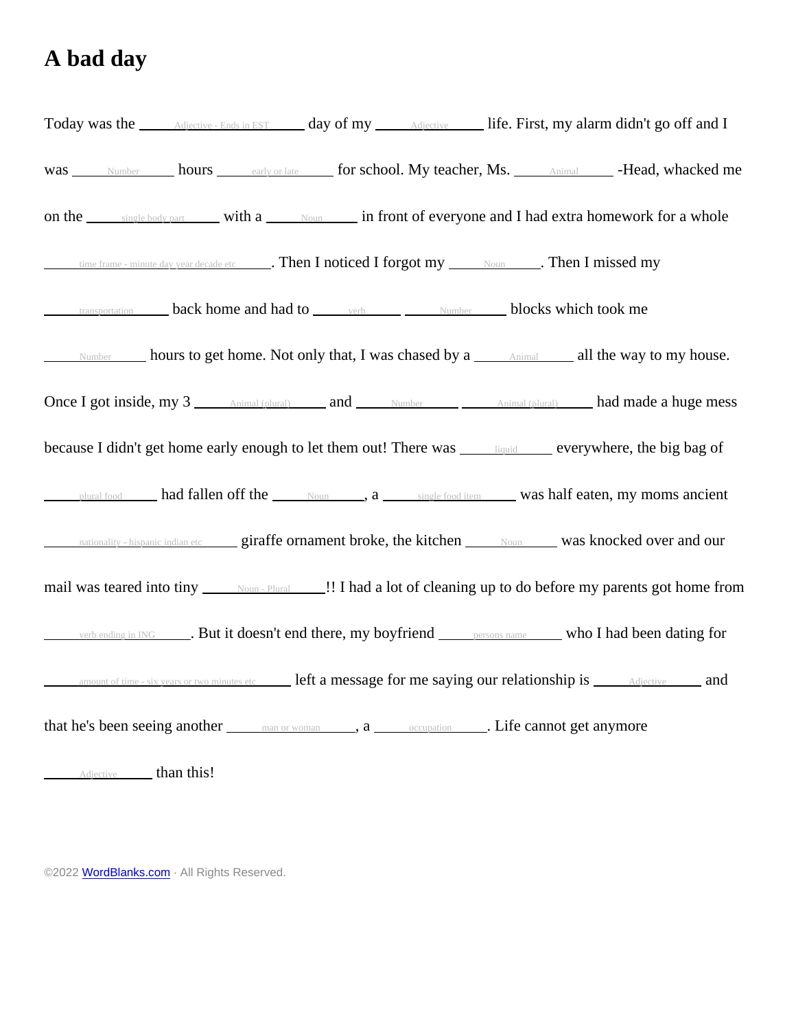# A bad day

Today was the ______Adjective - Ends in EST______ day of my ______Adjective______ life. First, my alarm didn't go off and I was ______Number______ hours ______early or late______ for school. My teacher, Ms. ______Animal______ -Head, whacked me on the ______single body part______ with a ______Noun______ in front of everyone and I had extra homework for a whole ______time frame - minute day year decade etc______. Then I noticed I forgot my ______Noun______. Then I missed my ______transportation______ back home and had to ______verb______ ______Number______ blocks which took me ______Number______ hours to get home. Not only that, I was chased by a ______Animal______ all the way to my house. Once I got inside, my 3 ______Animal (plural)______ and ______Number______ ______Animal (plural)______ had made a huge mess because I didn't get home early enough to let them out! There was ______liquid______ everywhere, the big bag of ______plural food______ had fallen off the ______Noun______, a ______single food item______ was half eaten, my moms ancient ______nationality - hispanic indian etc______ giraffe ornament broke, the kitchen ______Noun______ was knocked over and our mail was teared into tiny ______Noun - Plural______!! I had a lot of cleaning up to do before my parents got home from ______verb ending in ING______. But it doesn't end there, my boyfriend ______persons name______ who I had been dating for ______amount of time - six years or two minutes etc______ left a message for me saying our relationship is ______Adjective______ and that he's been seeing another ______man or woman______, a ______occupation______. Life cannot get anymore ______Adjective______ than this!

©2022 WordBlanks.com · All Rights Reserved.